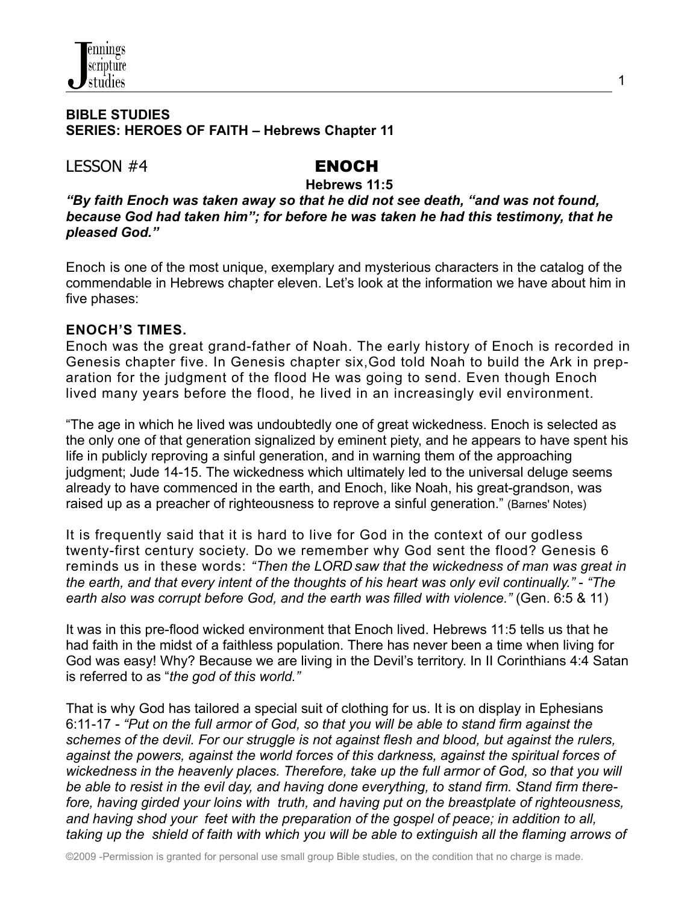**BIBLE STUDIES**
**SERIES: HEROES OF FAITH – Hebrews Chapter 11**

LESSON #4 **ENOCH**

**Hebrews 11:5**

***"By faith Enoch was taken away so that he did not see death, "and was not found, because God had taken him"; for before he was taken he had this testimony, that he pleased God."***

Enoch is one of the most unique, exemplary and mysterious characters in the catalog of the commendable in Hebrews chapter eleven. Let's look at the information we have about him in five phases:

**ENOCH'S TIMES.**

Enoch was the great grand-father of Noah. The early history of Enoch is recorded in Genesis chapter five. In Genesis chapter six,God told Noah to build the Ark in preparation for the judgment of the flood He was going to send. Even though Enoch lived many years before the flood, he lived in an increasingly evil environment.

"The age in which he lived was undoubtedly one of great wickedness. Enoch is selected as the only one of that generation signalized by eminent piety, and he appears to have spent his life in publicly reproving a sinful generation, and in warning them of the approaching judgment; Jude 14-15. The wickedness which ultimately led to the universal deluge seems already to have commenced in the earth, and Enoch, like Noah, his great-grandson, was raised up as a preacher of righteousness to reprove a sinful generation." (Barnes' Notes)

It is frequently said that it is hard to live for God in the context of our godless twenty-first century society. Do we remember why God sent the flood? Genesis 6 reminds us in these words: *"Then the LORD saw that the wickedness of man was great in the earth, and that every intent of the thoughts of his heart was only evil continually."* - *"The earth also was corrupt before God, and the earth was filled with violence."* (Gen. 6:5 & 11)

It was in this pre-flood wicked environment that Enoch lived. Hebrews 11:5 tells us that he had faith in the midst of a faithless population. There has never been a time when living for God was easy! Why? Because we are living in the Devil's territory. In II Corinthians 4:4 Satan is referred to as "*the god of this world."*

That is why God has tailored a special suit of clothing for us. It is on display in Ephesians 6:11-17 - *"Put on the full armor of God, so that you will be able to stand firm against the schemes of the devil. For our struggle is not against flesh and blood, but against the rulers, against the powers, against the world forces of this darkness, against the spiritual forces of wickedness in the heavenly places. Therefore, take up the full armor of God, so that you will be able to resist in the evil day, and having done everything, to stand firm. Stand firm therefore, having girded your loins with truth, and having put on the breastplate of righteousness, and having shod your feet with the preparation of the gospel of peace; in addition to all, taking up the shield of faith with which you will be able to extinguish all the flaming arrows of*

©2009 -Permission is granted for personal use small group Bible studies, on the condition that no charge is made.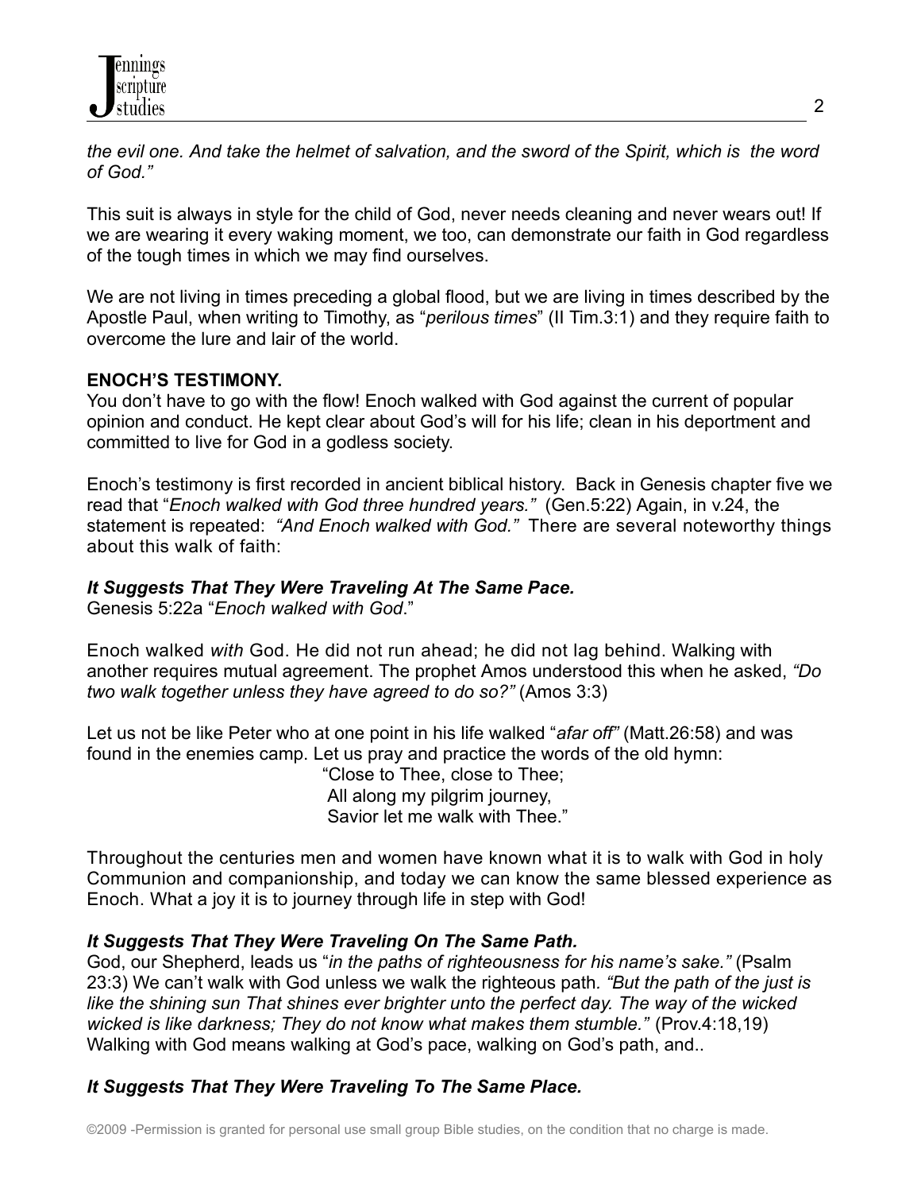*the evil one. And take the helmet of salvation, and the sword of the Spirit, which is  the word of God."*

This suit is always in style for the child of God, never needs cleaning and never wears out! If we are wearing it every waking moment, we too, can demonstrate our faith in God regardless of the tough times in which we may find ourselves.

We are not living in times preceding a global flood, but we are living in times described by the Apostle Paul, when writing to Timothy, as "*perilous times*" (II Tim.3:1) and they require faith to overcome the lure and lair of the world.

**ENOCH'S TESTIMONY.**

You don't have to go with the flow! Enoch walked with God against the current of popular opinion and conduct. He kept clear about God's will for his life; clean in his deportment and committed to live for God in a godless society.

Enoch's testimony is first recorded in ancient biblical history.  Back in Genesis chapter five we read that "*Enoch walked with God three hundred years."*  (Gen.5:22) Again, in v.24, the statement is repeated:  *"And Enoch walked with God."*  There are several noteworthy things about this walk of faith:

***It Suggests That They Were Traveling At The Same Pace.***

Genesis 5:22a "*Enoch walked with God*."

Enoch walked *with* God. He did not run ahead; he did not lag behind. Walking with another requires mutual agreement. The prophet Amos understood this when he asked, *"Do two walk together unless they have agreed to do so?"* (Amos 3:3)

Let us not be like Peter who at one point in his life walked "*afar off*" (Matt.26:58) and was found in the enemies camp. Let us pray and practice the words of the old hymn:

"Close to Thee, close to Thee;  
All along my pilgrim journey,  
Savior let me walk with Thee."

Throughout the centuries men and women have known what it is to walk with God in holy Communion and companionship, and today we can know the same blessed experience as Enoch. What a joy it is to journey through life in step with God!

***It Suggests That They Were Traveling On The Same Path.***

God, our Shepherd, leads us "*in the paths of righteousness for his name's sake."* (Psalm 23:3) We can't walk with God unless we walk the righteous path*. "But the path of the just is like the shining sun That shines ever brighter unto the perfect day. The way of the wicked wicked is like darkness; They do not know what makes them stumble."* (Prov.4:18,19) Walking with God means walking at God's pace, walking on God's path, and..

***It Suggests That They Were Traveling To The Same Place.***

©2009 -Permission is granted for personal use small group Bible studies, on the condition that no charge is made.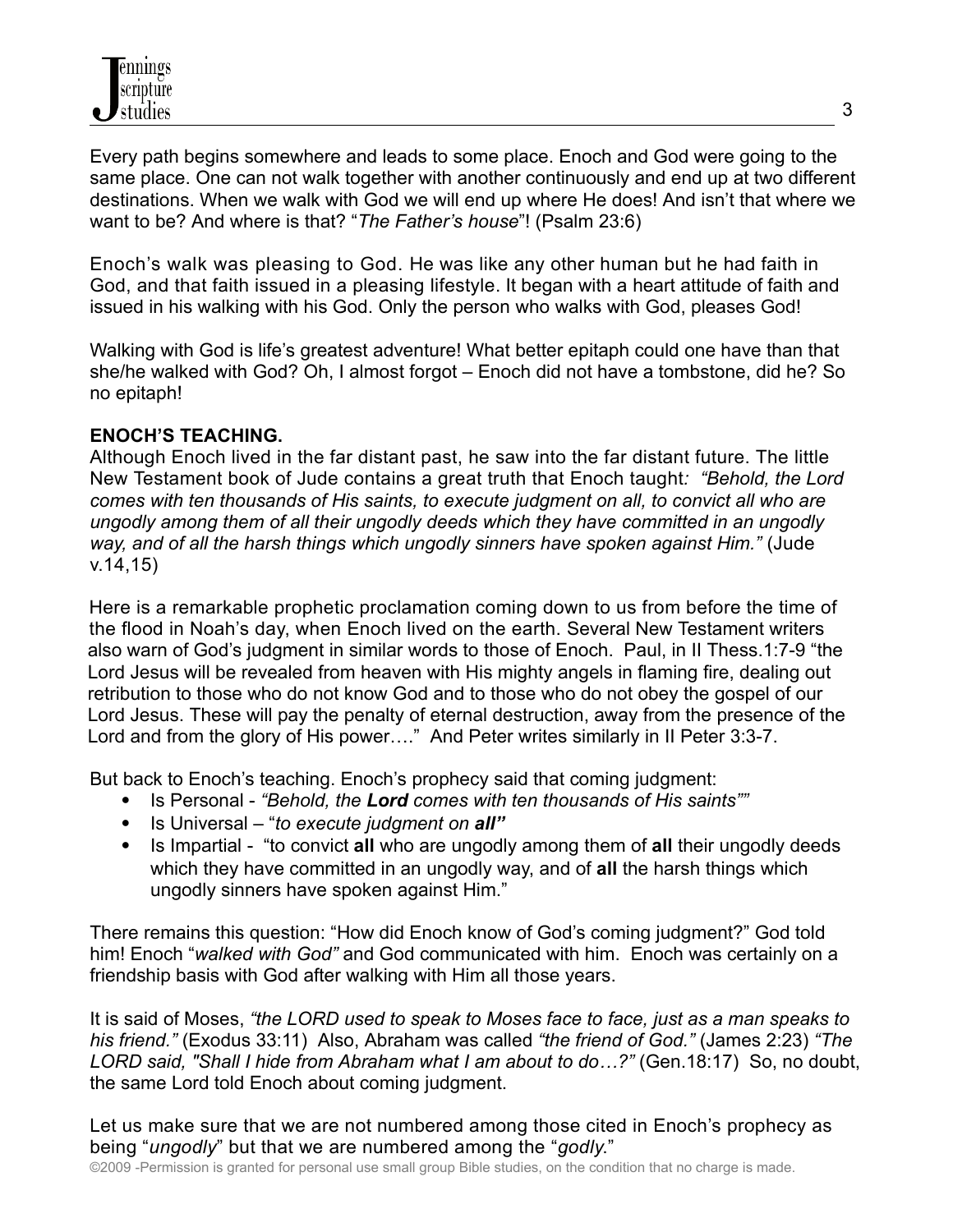Every path begins somewhere and leads to some place. Enoch and God were going to the same place. One can not walk together with another continuously and end up at two different destinations. When we walk with God we will end up where He does! And isn't that where we want to be? And where is that? "*The Father's house*"! (Psalm 23:6)

Enoch's walk was pleasing to God. He was like any other human but he had faith in God, and that faith issued in a pleasing lifestyle. It began with a heart attitude of faith and issued in his walking with his God. Only the person who walks with God, pleases God!

Walking with God is life's greatest adventure! What better epitaph could one have than that she/he walked with God? Oh, I almost forgot – Enoch did not have a tombstone, did he? So no epitaph!

**ENOCH'S TEACHING.**

Although Enoch lived in the far distant past, he saw into the far distant future. The little New Testament book of Jude contains a great truth that Enoch taught*: "Behold, the Lord comes with ten thousands of His saints, to execute judgment on all, to convict all who are ungodly among them of all their ungodly deeds which they have committed in an ungodly way, and of all the harsh things which ungodly sinners have spoken against Him."* (Jude v.14,15)

Here is a remarkable prophetic proclamation coming down to us from before the time of the flood in Noah's day, when Enoch lived on the earth. Several New Testament writers also warn of God's judgment in similar words to those of Enoch. Paul, in II Thess.1:7-9 "the Lord Jesus will be revealed from heaven with His mighty angels in flaming fire, dealing out retribution to those who do not know God and to those who do not obey the gospel of our Lord Jesus. These will pay the penalty of eternal destruction, away from the presence of the Lord and from the glory of His power…." And Peter writes similarly in II Peter 3:3-7.

But back to Enoch's teaching. Enoch's prophecy said that coming judgment:

- Is Personal - *"Behold, the **Lord** comes with ten thousands of His saints""*
- Is Universal – "*to execute judgment on **all"***
- Is Impartial - "to convict **all** who are ungodly among them of **all** their ungodly deeds which they have committed in an ungodly way, and of **all** the harsh things which ungodly sinners have spoken against Him."

There remains this question: "How did Enoch know of God's coming judgment?" God told him! Enoch "*walked with God"* and God communicated with him. Enoch was certainly on a friendship basis with God after walking with Him all those years.

It is said of Moses, *"the LORD used to speak to Moses face to face, just as a man speaks to his friend."* (Exodus 33:11) Also, Abraham was called *"the friend of God."* (James 2:23) *"The LORD said, "Shall I hide from Abraham what I am about to do…?"* (Gen.18:17) So, no doubt, the same Lord told Enoch about coming judgment.

Let us make sure that we are not numbered among those cited in Enoch's prophecy as being "*ungodly*" but that we are numbered among the "*godly.*"

©2009 -Permission is granted for personal use small group Bible studies, on the condition that no charge is made.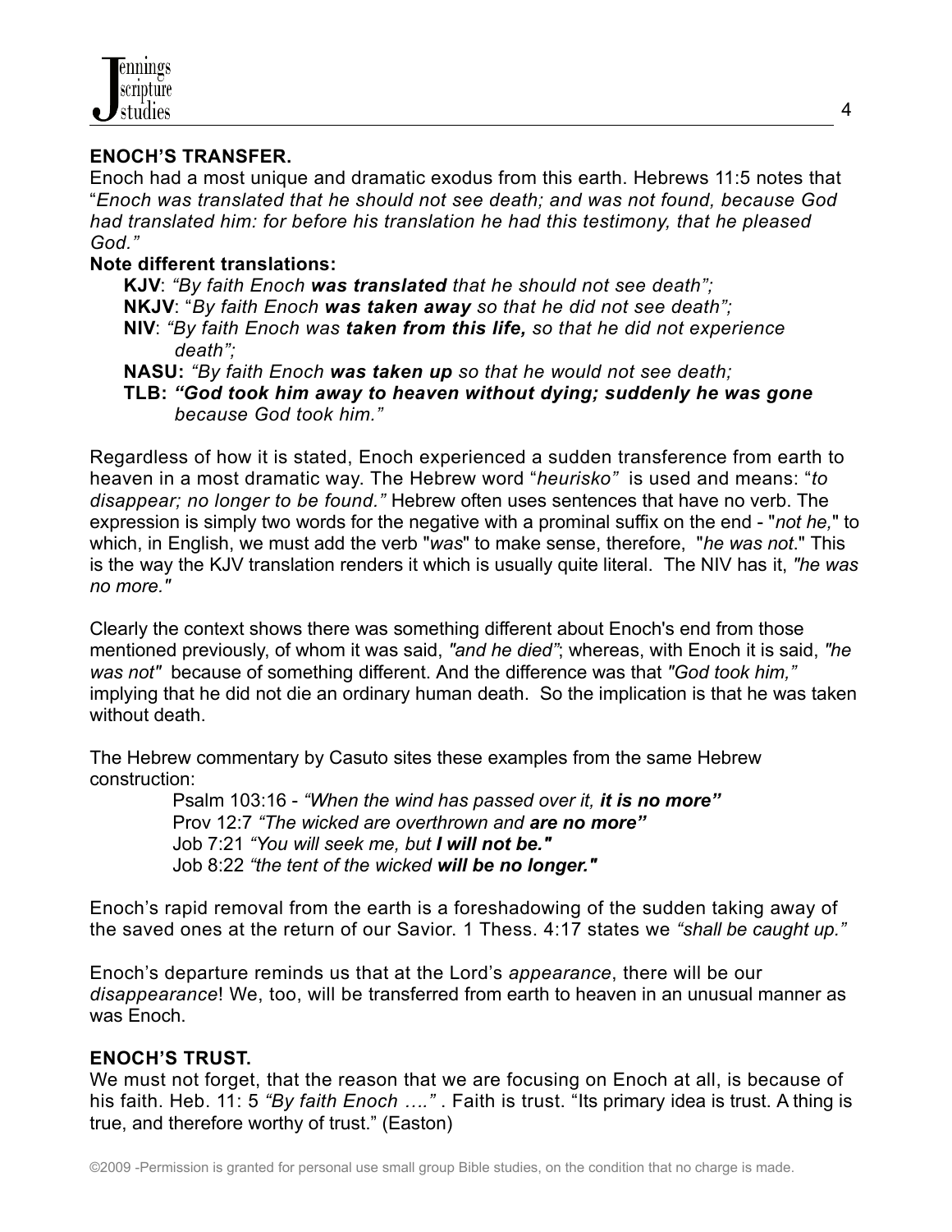**ENOCH'S TRANSFER.**

Enoch had a most unique and dramatic exodus from this earth. Hebrews 11:5 notes that "*Enoch was translated that he should not see death; and was not found, because God had translated him: for before his translation he had this testimony, that he pleased God."*

**Note different translations:**

**KJV**: *"By faith Enoch **was translated** that he should not see death";*
**NKJV**: "*By faith Enoch **was taken away** so that he did not see death";*
**NIV**: *"By faith Enoch was **taken from this life,** so that he did not experience death";*
**NASU:** *"By faith Enoch **was taken up** so that he would not see death;*
**TLB:** ***"God took him away to heaven without dying; suddenly he was gone** because God took him."*

Regardless of how it is stated, Enoch experienced a sudden transference from earth to heaven in a most dramatic way. The Hebrew word "*heurisko"* is used and means: "*to disappear; no longer to be found."* Hebrew often uses sentences that have no verb. The expression is simply two words for the negative with a prominal suffix on the end - "*not he,*" to which, in English, we must add the verb "*was*" to make sense, therefore, "*he was not*." This is the way the KJV translation renders it which is usually quite literal. The NIV has it, *"he was no more."*

Clearly the context shows there was something different about Enoch's end from those mentioned previously, of whom it was said, *"and he died"*; whereas, with Enoch it is said, *"he was not"* because of something different. And the difference was that *"God took him,"* implying that he did not die an ordinary human death. So the implication is that he was taken without death.

The Hebrew commentary by Casuto sites these examples from the same Hebrew construction:

Psalm 103:16 - *"When the wind has passed over it, **it is no more"***
Prov 12:7 *"The wicked are overthrown and **are no more"***
Job 7:21 *"You will seek me, but **I will not be."***
Job 8:22 *"the tent of the wicked **will be no longer."***

Enoch's rapid removal from the earth is a foreshadowing of the sudden taking away of the saved ones at the return of our Savior. 1 Thess. 4:17 states we *"shall be caught up."*

Enoch's departure reminds us that at the Lord's *appearance*, there will be our *disappearance*! We, too, will be transferred from earth to heaven in an unusual manner as was Enoch.

**ENOCH'S TRUST.**

We must not forget, that the reason that we are focusing on Enoch at all, is because of his faith. Heb. 11: 5 *"By faith Enoch …."* . Faith is trust. "Its primary idea is trust. A thing is true, and therefore worthy of trust." (Easton)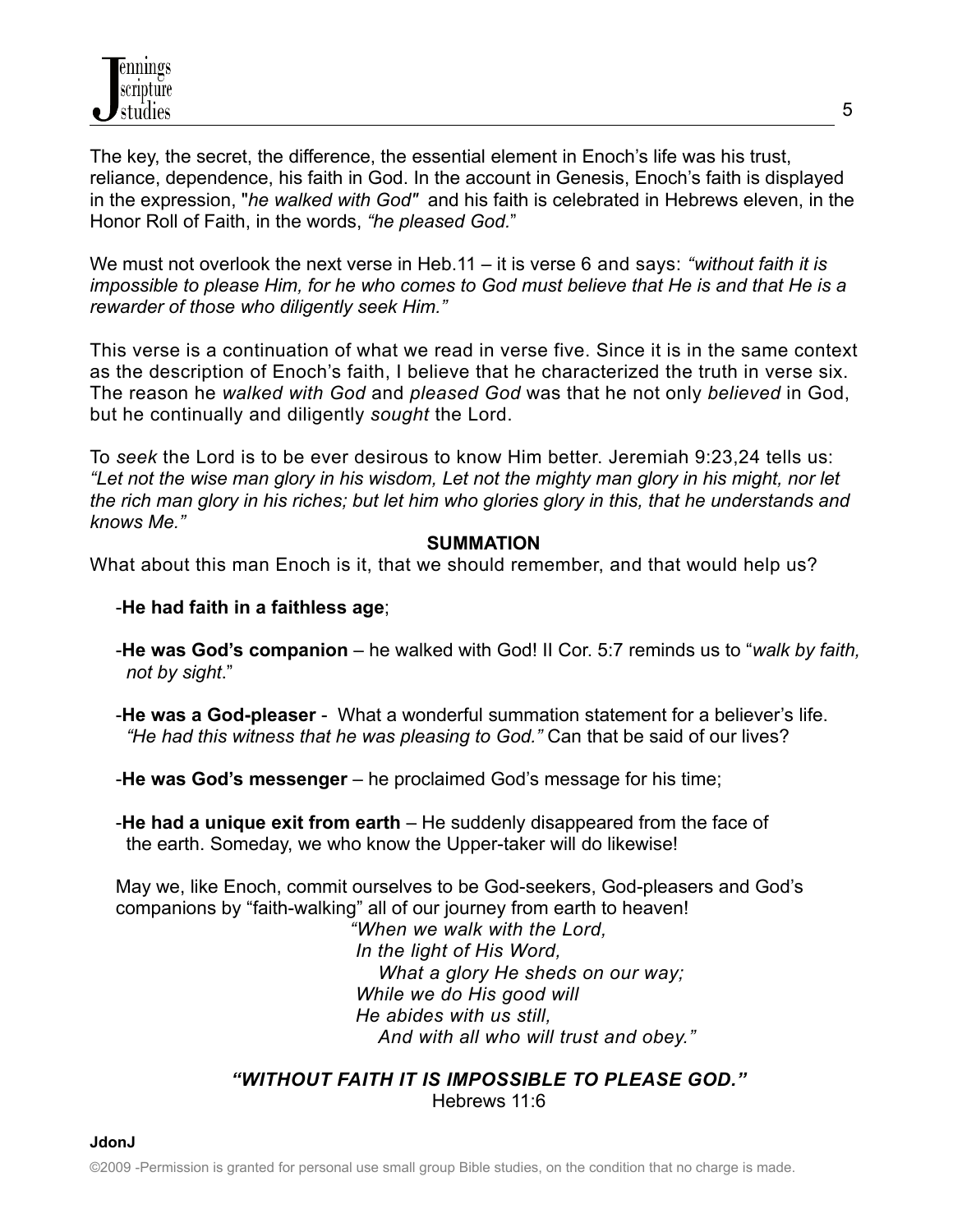The key, the secret, the difference, the essential element in Enoch's life was his trust, reliance, dependence, his faith in God. In the account in Genesis, Enoch's faith is displayed in the expression, "*he walked with God"* and his faith is celebrated in Hebrews eleven, in the Honor Roll of Faith, in the words, *"he pleased God.*"

We must not overlook the next verse in Heb.11 – it is verse 6 and says: *"without faith it is impossible to please Him, for he who comes to God must believe that He is and that He is a rewarder of those who diligently seek Him."*

This verse is a continuation of what we read in verse five. Since it is in the same context as the description of Enoch's faith, I believe that he characterized the truth in verse six. The reason he *walked with God* and *pleased God* was that he not only *believed* in God, but he continually and diligently *sought* the Lord.

To *seek* the Lord is to be ever desirous to know Him better. Jeremiah 9:23,24 tells us: *"Let not the wise man glory in his wisdom, Let not the mighty man glory in his might, nor let the rich man glory in his riches; but let him who glories glory in this, that he understands and knows Me."*

## SUMMATION

What about this man Enoch is it, that we should remember, and that would help us?

- **He had faith in a faithless age**;
- **He was God's companion** – he walked with God! II Cor. 5:7 reminds us to "*walk by faith, not by sight*."
- **He was a God-pleaser** - What a wonderful summation statement for a believer's life. *"He had this witness that he was pleasing to God."* Can that be said of our lives?
- **He was God's messenger** – he proclaimed God's message for his time;
- **He had a unique exit from earth** – He suddenly disappeared from the face of the earth. Someday, we who know the Upper-taker will do likewise!

May we, like Enoch, commit ourselves to be God-seekers, God-pleasers and God's companions by "faith-walking" all of our journey from earth to heaven!

*"When we walk with the Lord,*
*In the light of His Word,*
*What a glory He sheds on our way;*
*While we do His good will*
*He abides with us still,*
*And with all who will trust and obey."*

***"WITHOUT FAITH IT IS IMPOSSIBLE TO PLEASE GOD."***
Hebrews 11:6

**JdonJ**

©2009 -Permission is granted for personal use small group Bible studies, on the condition that no charge is made.